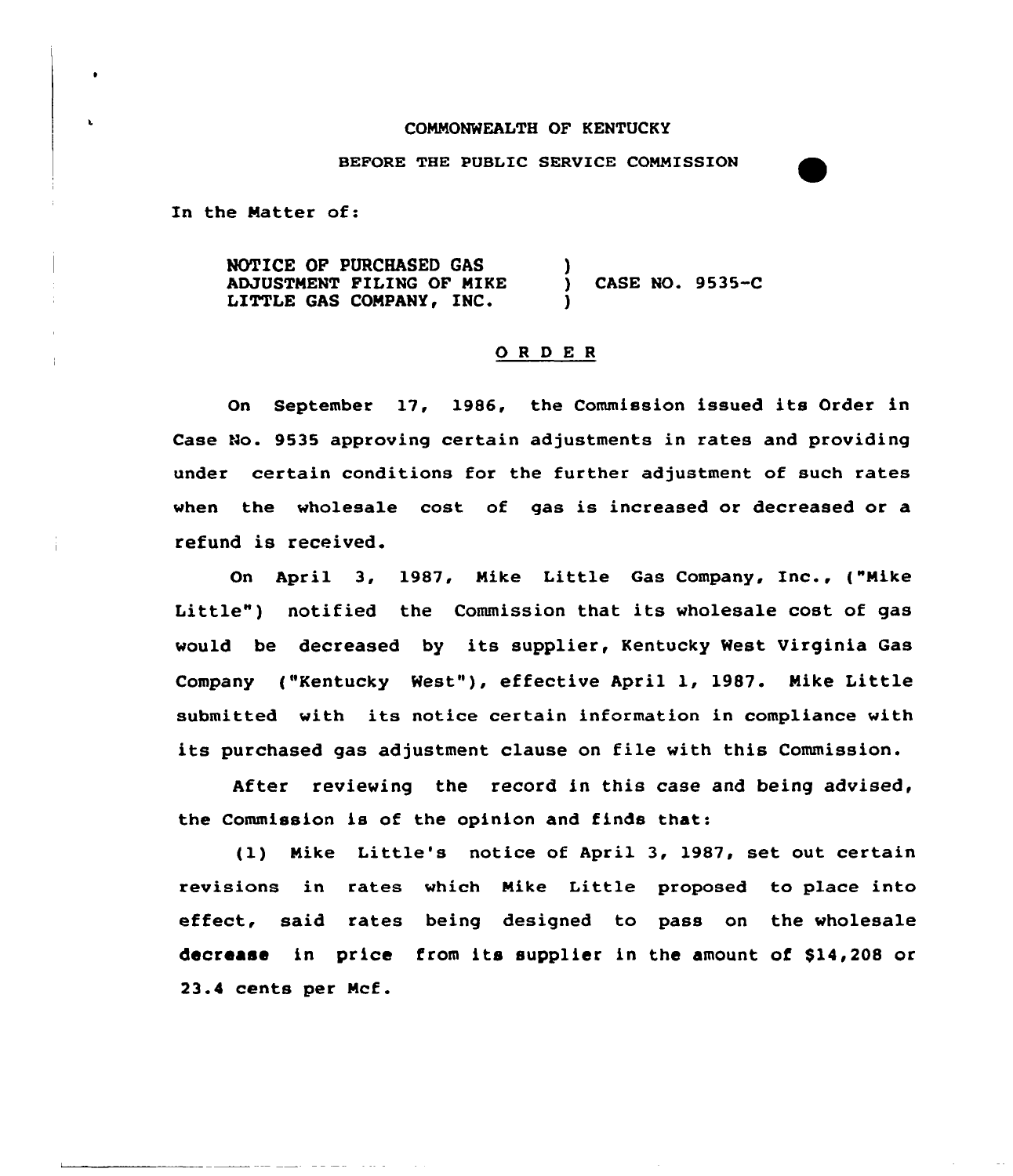COMMONWEALTH OF KENTUCKY

BEFORE THE PUBLIC SERVICE COMMISSION

In the Matter of:

NOTICE OF PURCHASED GAS ADJUSTMENT FILING OF MIKE LITTLE GAS COMPANY, INC. ) CASE NO. 9535-C

## O R D E R

On September 17, 1986, the Commission issued its Order in Case No. 9535 approving certain adjustments in rates and providing under certain conditions for the further adjustment of such rates when the wholesale cost of gas is increased or decreased or a refund is received.

On April 3, 1987, Mike Little Gas Company, Inc., ("Mike Little") notified the Commission that its wholesale cost of gas would be decreased by its supplier, Kentucky West Virginia Gas Company ("Kentucky West"), effective April 1, 1987. Mike Little submitted with its notice certain information in compliance with its purchased gas adjustment clause on file with this Commission.

After reviewing the record in this case and being advised, the Commission is of the opinion and finds that:

(1) Mike Little's notice of April 3, 1987, set out certain revisions in rates which Mike Little proposed to place into effect, said rates being designed to pass on the wholesale decrease in price from its supplier in the amount of $14,208 or 23.4 cents per Mcf.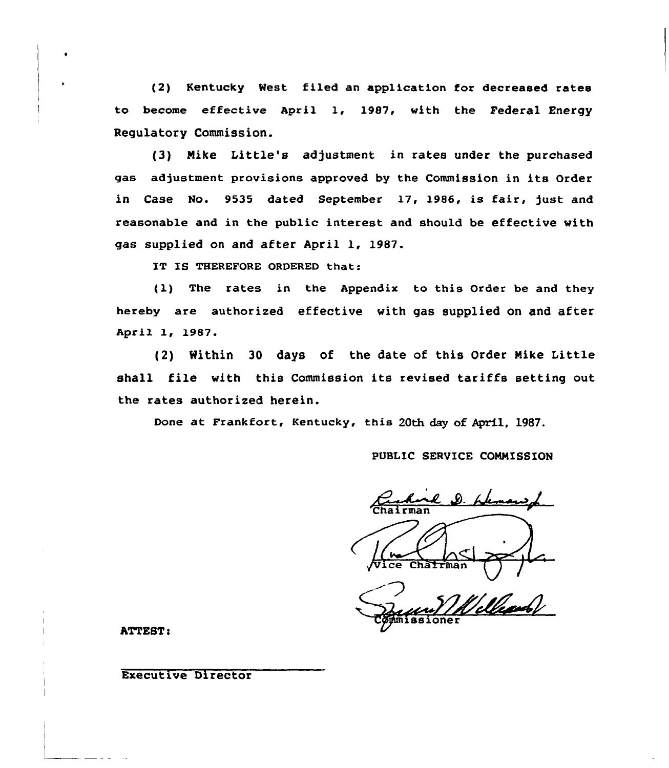(2) Kentucky West filed an application for decreased rates to become effective April 1, 1987, with the Federal Energy Regulatory Commission.

(3) Mike Little's adjustment in rates under the purchased gas adjustment provisions approved by the Commission in its Order in Case No. 9535 dated September 17, 1986, is fair, just and reasonable and in the public interest and should be effective with gas supplied on and after April 1, 1987.

IT IS THEREFORE ORDERED that:

(1) The rates in the Appendix to this Order be and they hereby are authorized effective with gas supplied on and after April 1, 1987.

(2) Within 30 days of the date of this Order Mike Little shall file with this Commission its revised tariffs setting out the rates authorized herein.

Done at Frankfort, Kentucky, this 20th day of April, 1987.

PUBLIC SERVICE COMMISSION

Chairman

Vice Chairman

Commissioner

ATTEST:

Executive Director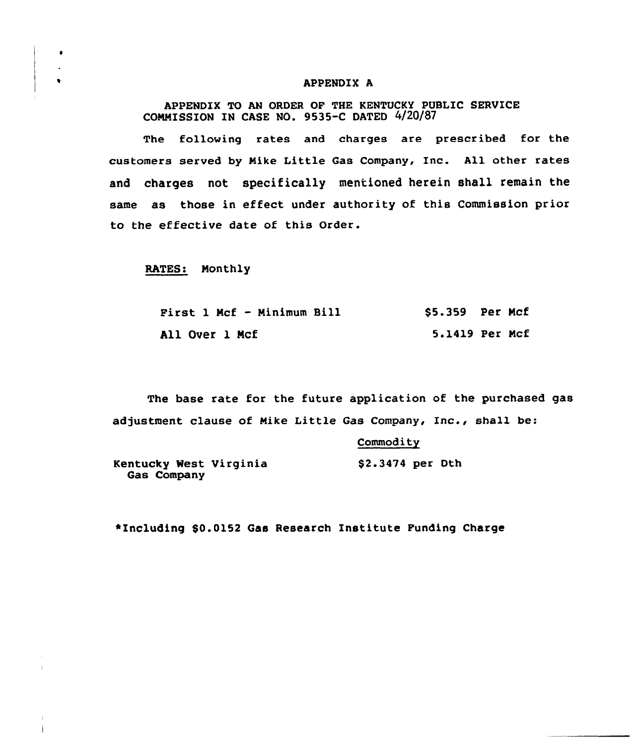# APPENDIX A

APPENDIX TO AN ORDER OF THE KENTUCKY PUBLIC SERVICE COMMISSION IN CASE NO. 9535-C DATED 4/20/87

The following rates and charges are prescribed for the customers served by Mike Little Gas Company, Inc. All other rates and charges not specifically mentioned herein shall remain the same as those in effect under authority of this Commission prior to the effective date of this Order.

RATES: Monthly

| | |
|---|---|
| First 1 Mcf - Minimum Bill | $5.359 Per Mcf |
| All Over 1 Mcf | 5.1419 Per Mcf |

The base rate for the future application of the purchased gas adjustment clause of Mike Little Gas Company, Inc., shall be:

| | Commodity |
|---|---|
| Kentucky West Virginia Gas Company | $2.3474 per Dth |

*Including $0.0152 Gas Research Institute Funding Charge